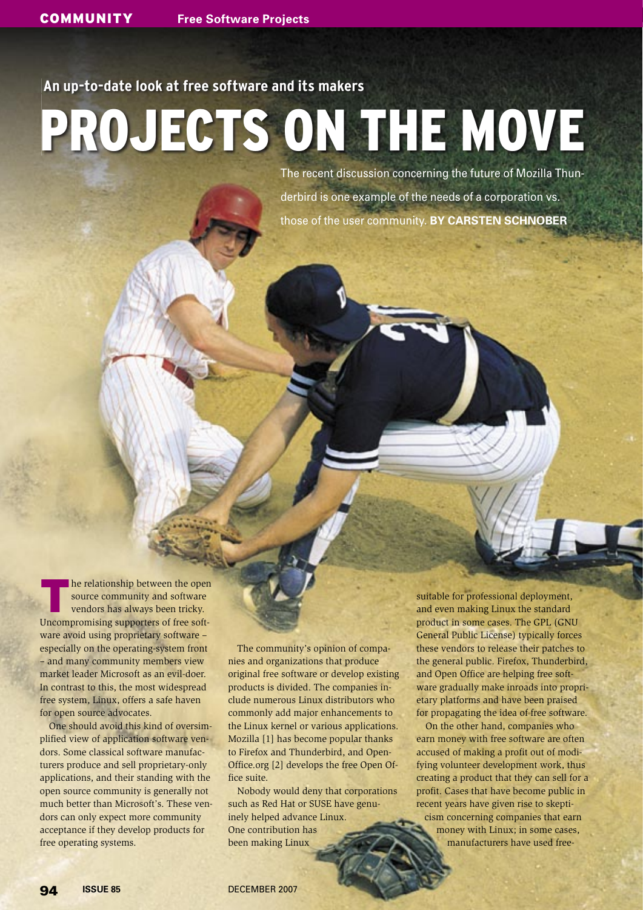An up-to-date look at free software and its makers

# PROJECTS ON THE MOVE

The recent discussion concerning the future of Mozilla Thunderbird is one example of the needs of a corporation vs. those of the user community. **BY CARSTEN SCHNOBER**

The relationship between the open source community and software vendors has always been tricky. Uncompromising supporters of free software avoid using proprietary software – especially on the operating-system front – and many community members view market leader Microsoft as an evil-doer. In contrast to this, the most widespread free system, Linux, offers a safe haven for open source advocates.

One should avoid this kind of oversimplified view of application software vendors. Some classical software manufacturers produce and sell proprietary-only applications, and their standing with the open source community is generally not much better than Microsoft's. These vendors can only expect more community acceptance if they develop products for free operating systems.

The community's opinion of companies and organizations that produce original free software or develop existing products is divided. The companies include numerous Linux distributors who commonly add major enhancements to the Linux kernel or various applications. Mozilla [1] has become popular thanks to Firefox and Thunderbird, and OpenOffice.org [2] develops the free Open Office suite.

Nobody would deny that corporations such as Red Hat or SUSE have genuinely helped advance Linux. One contribution has been making Linux suitable for professional deployment, and even making Linux the standard product in some cases. The GPL (GNU General Public License) typically forces these vendors to release their patches to the general public. Firefox, Thunderbird, and Open Office are helping free software gradually make inroads into proprietary platforms and have been praised for propagating the idea of free software.

On the other hand, companies who earn money with free software are often accused of making a profit out of modifying volunteer development work, thus creating a product that they can sell for a profit. Cases that have become public in recent years have given rise to skepticism concerning companies that earn money with Linux; in some cases, manufacturers have used free-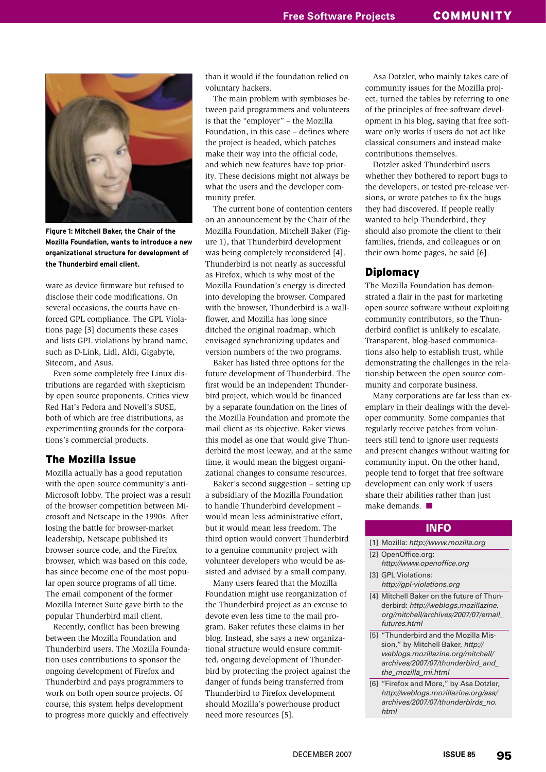Figure 1: Mitchell Baker, the Chair of the Mozilla Foundation, wants to introduce a new organizational structure for development of the Thunderbird email client.

ware as device firmware but refused to disclose their code modifications. On several occasions, the courts have enforced GPL compliance. The GPL Violations page [3] documents these cases and lists GPL violations by brand name, such as D-Link, Lidl, Aldi, Gigabyte, Sitecom, and Asus.

Even some completely free Linux distributions are regarded with skepticism by open source proponents. Critics view Red Hat's Fedora and Novell's SUSE, both of which are free distributions, as experimenting grounds for the corporations's commercial products.

## The Mozilla Issue

Mozilla actually has a good reputation with the open source community's anti-Microsoft lobby. The project was a result of the browser competition between Microsoft and Netscape in the 1990s. After losing the battle for browser-market leadership, Netscape published its browser source code, and the Firefox browser, which was based on this code, has since become one of the most popular open source programs of all time. The email component of the former Mozilla Internet Suite gave birth to the popular Thunderbird mail client.

Recently, conflict has been brewing between the Mozilla Foundation and Thunderbird users. The Mozilla Foundation uses contributions to sponsor the ongoing development of Firefox and Thunderbird and pays programmers to work on both open source projects. Of course, this system helps development to progress more quickly and effectively than it would if the foundation relied on voluntary hackers.

The main problem with symbioses between paid programmers and volunteers is that the "employer" – the Mozilla Foundation, in this case – defines where the project is headed, which patches make their way into the official code, and which new features have top priority. These decisions might not always be what the users and the developer community prefer.

The current bone of contention centers on an announcement by the Chair of the Mozilla Foundation, Mitchell Baker (Figure 1), that Thunderbird development was being completely reconsidered [4]. Thunderbird is not nearly as successful as Firefox, which is why most of the Mozilla Foundation's energy is directed into developing the browser. Compared with the browser, Thunderbird is a wallflower, and Mozilla has long since ditched the original roadmap, which envisaged synchronizing updates and version numbers of the two programs.

Baker has listed three options for the future development of Thunderbird. The first would be an independent Thunderbird project, which would be financed by a separate foundation on the lines of the Mozilla Foundation and promote the mail client as its objective. Baker views this model as one that would give Thunderbird the most leeway, and at the same time, it would mean the biggest organizational changes to consume resources.

Baker's second suggestion – setting up a subsidiary of the Mozilla Foundation to handle Thunderbird development – would mean less administrative effort, but it would mean less freedom. The third option would convert Thunderbird to a genuine community project with volunteer developers who would be assisted and advised by a small company.

Many users feared that the Mozilla Foundation might use reorganization of the Thunderbird project as an excuse to devote even less time to the mail program. Baker refutes these claims in her blog. Instead, she says a new organizational structure would ensure committed, ongoing development of Thunderbird by protecting the project against the danger of funds being transferred from Thunderbird to Firefox development should Mozilla's powerhouse product need more resources [5].

Asa Dotzler, who mainly takes care of community issues for the Mozilla project, turned the tables by referring to one of the principles of free software development in his blog, saying that free software only works if users do not act like classical consumers and instead make contributions themselves.

Dotzler asked Thunderbird users whether they bothered to report bugs to the developers, or tested pre-release versions, or wrote patches to fix the bugs they had discovered. If people really wanted to help Thunderbird, they should also promote the client to their families, friends, and colleagues or on their own home pages, he said [6].

## Diplomacy

The Mozilla Foundation has demonstrated a flair in the past for marketing open source software without exploiting community contributors, so the Thunderbird conflict is unlikely to escalate. Transparent, blog-based communications also help to establish trust, while demonstrating the challenges in the relationship between the open source community and corporate business.

Many corporations are far less than exemplary in their dealings with the developer community. Some companies that regularly receive patches from volunteers still tend to ignore user requests and present changes without waiting for community input. On the other hand, people tend to forget that free software development can only work if users share their abilities rather than just make demands. ■

## INFO

[1] Mozilla: *http://www.mozilla.org*

[2] OpenOffice.org: *http://www.openoffice.org*

[3] GPL Violations: *http://gpl-violations.org*

[4] Mitchell Baker on the future of Thunderbird: *http://weblogs.mozillazine.org/mitchell/archives/2007/07/email_futures.html*

[5] "Thunderbird and the Mozilla Mission," by Mitchell Baker, *http://weblogs.mozillazine.org/mitchell/archives/2007/07/thunderbird_and_the_mozilla_mi.html*

[6] "Firefox and More," by Asa Dotzler, *http://weblogs.mozillazine.org/asa/archives/2007/07/thunderbirds_no.html*